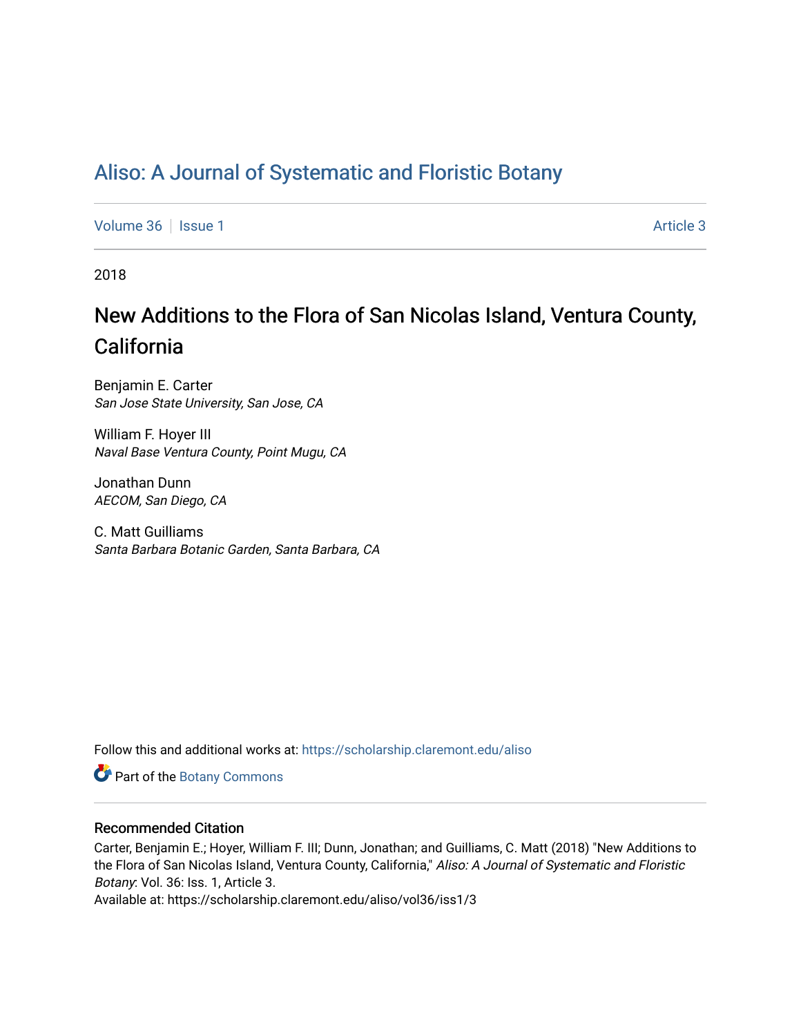# Aliso: A Journal of Systematic and Floristic Botany

Volume 36 | Issue 1 Article 3

2018

## New Additions to the Flora of San Nicolas Island, Ventura County, California

Benjamin E. Carter
*San Jose State University, San Jose, CA*

William F. Hoyer III
*Naval Base Ventura County, Point Mugu, CA*

Jonathan Dunn
*AECOM, San Diego, CA*

C. Matt Guilliams
*Santa Barbara Botanic Garden, Santa Barbara, CA*

Follow this and additional works at: https://scholarship.claremont.edu/aliso

Part of the Botany Commons

### Recommended Citation

Carter, Benjamin E.; Hoyer, William F. III; Dunn, Jonathan; and Guilliams, C. Matt (2018) "New Additions to the Flora of San Nicolas Island, Ventura County, California," *Aliso: A Journal of Systematic and Floristic Botany*: Vol. 36: Iss. 1, Article 3.
Available at: https://scholarship.claremont.edu/aliso/vol36/iss1/3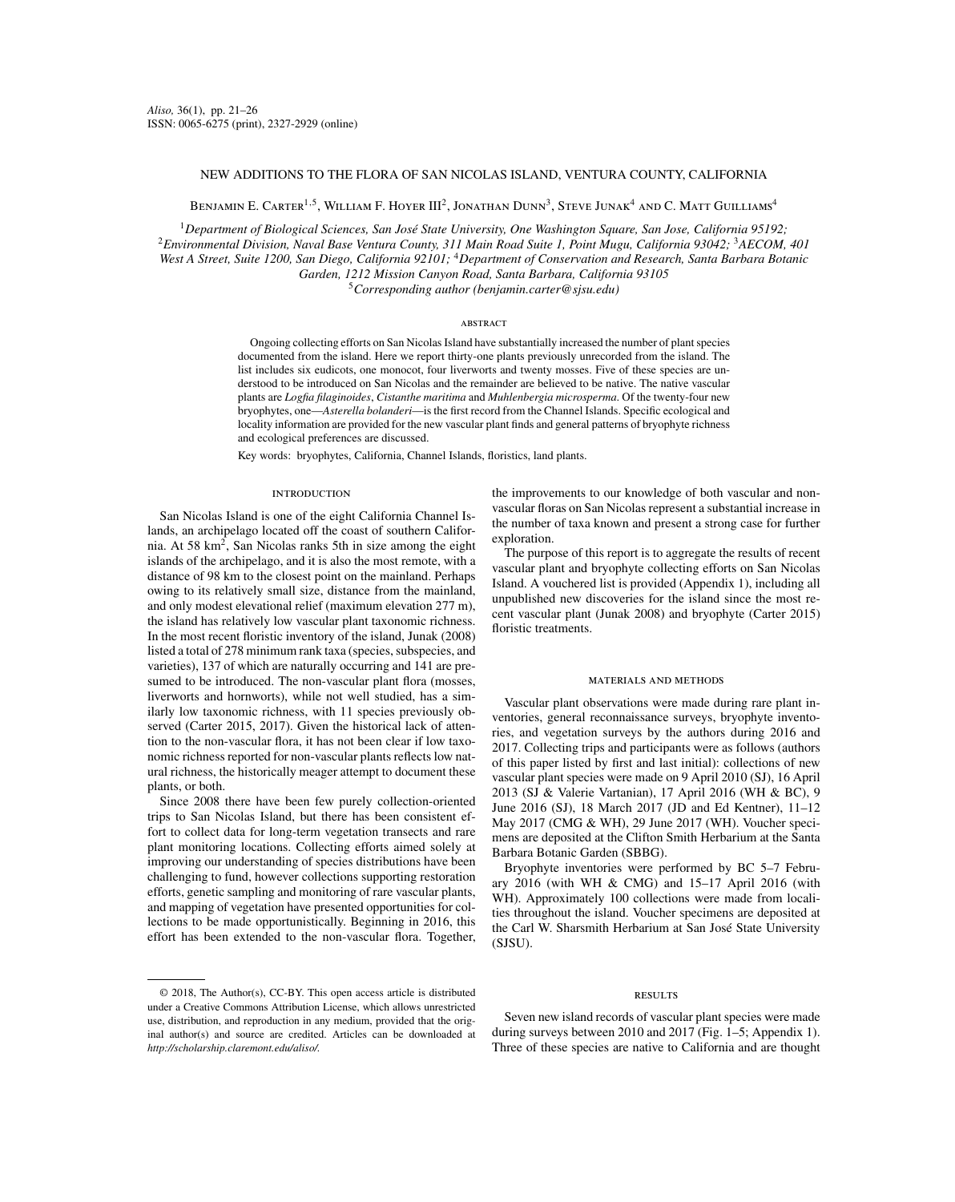# NEW ADDITIONS TO THE FLORA OF SAN NICOLAS ISLAND, VENTURA COUNTY, CALIFORNIA

Benjamin E. Carter[1,5], William F. Hoyer III[2], Jonathan Dunn[3], Steve Junak[4] and C. Matt Guilliams[4]

[1]*Department of Biological Sciences, San José State University, One Washington Square, San Jose, California 95192;* [2]*Environmental Division, Naval Base Ventura County, 311 Main Road Suite 1, Point Mugu, California 93042;* [3]*AECOM, 401 West A Street, Suite 1200, San Diego, California 92101;* [4]*Department of Conservation and Research, Santa Barbara Botanic Garden, 1212 Mission Canyon Road, Santa Barbara, California 93105*
[5]*Corresponding author (benjamin.carter@sjsu.edu)*

## ABSTRACT

Ongoing collecting efforts on San Nicolas Island have substantially increased the number of plant species documented from the island. Here we report thirty-one plants previously unrecorded from the island. The list includes six eudicots, one monocot, four liverworts and twenty mosses. Five of these species are understood to be introduced on San Nicolas and the remainder are believed to be native. The native vascular plants are *Logfia filaginoides*, *Cistanthe maritima* and *Muhlenbergia microsperma*. Of the twenty-four new bryophytes, one—*Asterella bolanderi*—is the first record from the Channel Islands. Specific ecological and locality information are provided for the new vascular plant finds and general patterns of bryophyte richness and ecological preferences are discussed.

Key words: bryophytes, California, Channel Islands, floristics, land plants.

## INTRODUCTION

San Nicolas Island is one of the eight California Channel Islands, an archipelago located off the coast of southern California. At 58 km$^2$, San Nicolas ranks 5th in size among the eight islands of the archipelago, and it is also the most remote, with a distance of 98 km to the closest point on the mainland. Perhaps owing to its relatively small size, distance from the mainland, and only modest elevational relief (maximum elevation 277 m), the island has relatively low vascular plant taxonomic richness. In the most recent floristic inventory of the island, Junak (2008) listed a total of 278 minimum rank taxa (species, subspecies, and varieties), 137 of which are naturally occurring and 141 are presumed to be introduced. The non-vascular plant flora (mosses, liverworts and hornworts), while not well studied, has a similarly low taxonomic richness, with 11 species previously observed (Carter 2015, 2017). Given the historical lack of attention to the non-vascular flora, it has not been clear if low taxonomic richness reported for non-vascular plants reflects low natural richness, the historically meager attempt to document these plants, or both.

Since 2008 there have been few purely collection-oriented trips to San Nicolas Island, but there has been consistent effort to collect data for long-term vegetation transects and rare plant monitoring locations. Collecting efforts aimed solely at improving our understanding of species distributions have been challenging to fund, however collections supporting restoration efforts, genetic sampling and monitoring of rare vascular plants, and mapping of vegetation have presented opportunities for collections to be made opportunistically. Beginning in 2016, this effort has been extended to the non-vascular flora. Together, the improvements to our knowledge of both vascular and non-vascular floras on San Nicolas represent a substantial increase in the number of taxa known and present a strong case for further exploration.

The purpose of this report is to aggregate the results of recent vascular plant and bryophyte collecting efforts on San Nicolas Island. A vouchered list is provided (Appendix 1), including all unpublished new discoveries for the island since the most recent vascular plant (Junak 2008) and bryophyte (Carter 2015) floristic treatments.

## MATERIALS AND METHODS

Vascular plant observations were made during rare plant inventories, general reconnaissance surveys, bryophyte inventories, and vegetation surveys by the authors during 2016 and 2017. Collecting trips and participants were as follows (authors of this paper listed by first and last initial): collections of new vascular plant species were made on 9 April 2010 (SJ), 16 April 2013 (SJ & Valerie Vartanian), 17 April 2016 (WH & BC), 9 June 2016 (SJ), 18 March 2017 (JD and Ed Kentner), 11–12 May 2017 (CMG & WH), 29 June 2017 (WH). Voucher specimens are deposited at the Clifton Smith Herbarium at the Santa Barbara Botanic Garden (SBBG).

Bryophyte inventories were performed by BC 5–7 February 2016 (with WH & CMG) and 15–17 April 2016 (with WH). Approximately 100 collections were made from localities throughout the island. Voucher specimens are deposited at the Carl W. Sharsmith Herbarium at San José State University (SJSU).

## RESULTS

Seven new island records of vascular plant species were made during surveys between 2010 and 2017 (Fig. 1–5; Appendix 1). Three of these species are native to California and are thought

© 2018, The Author(s), CC-BY. This open access article is distributed under a Creative Commons Attribution License, which allows unrestricted use, distribution, and reproduction in any medium, provided that the original author(s) and source are credited. Articles can be downloaded at *http://scholarship.claremont.edu/aliso/*.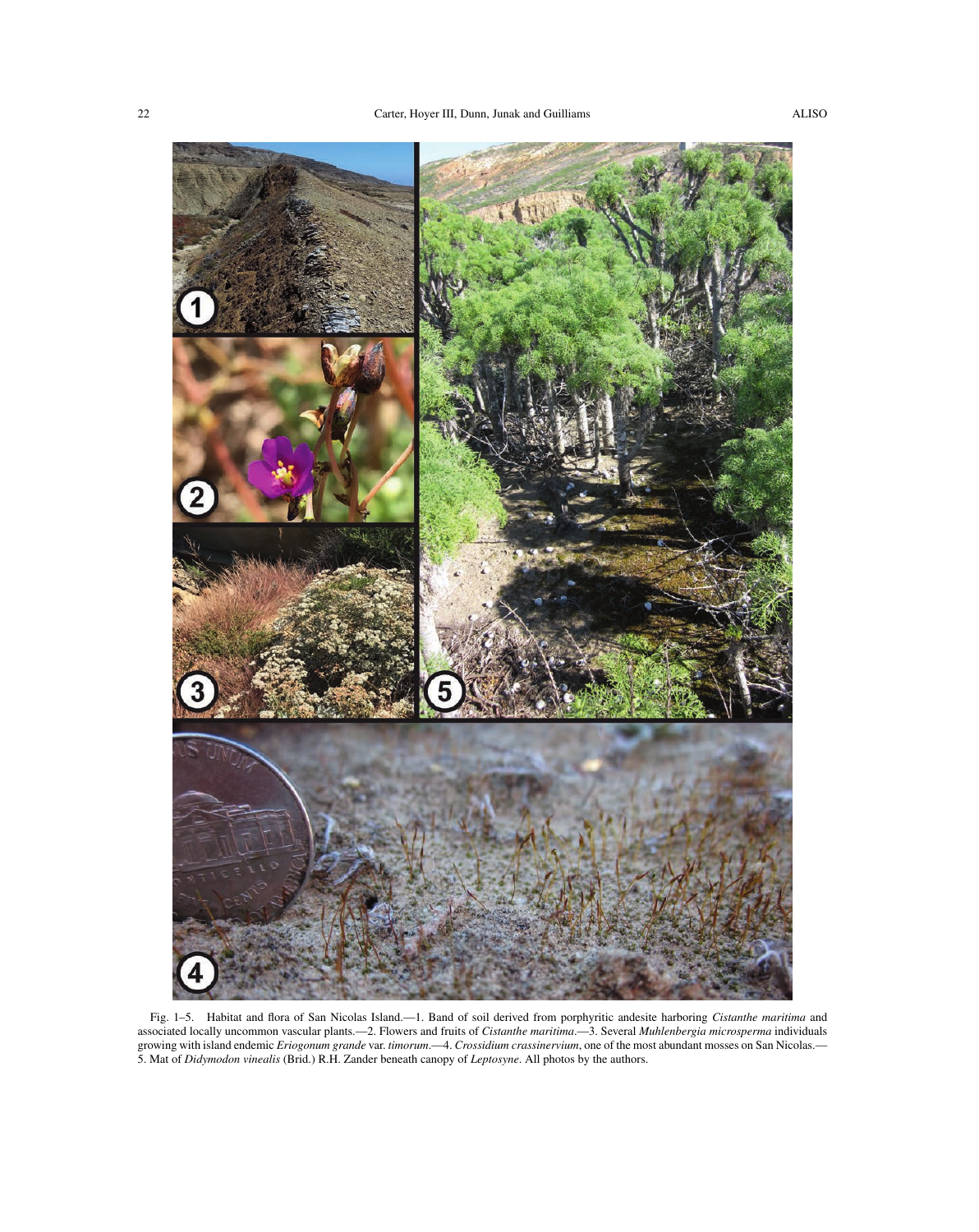Fig. 1–5. Habitat and flora of San Nicolas Island.—1. Band of soil derived from porphyritic andesite harboring *Cistanthe maritima* and associated locally uncommon vascular plants.—2. Flowers and fruits of *Cistanthe maritima*.—3. Several *Muhlenbergia microsperma* individuals growing with island endemic *Eriogonum grande* var. *timorum*.—4. *Crossidium crassinervium*, one of the most abundant mosses on San Nicolas.—5. Mat of *Didymodon vinealis* (Brid.) R.H. Zander beneath canopy of *Leptosyne*. All photos by the authors.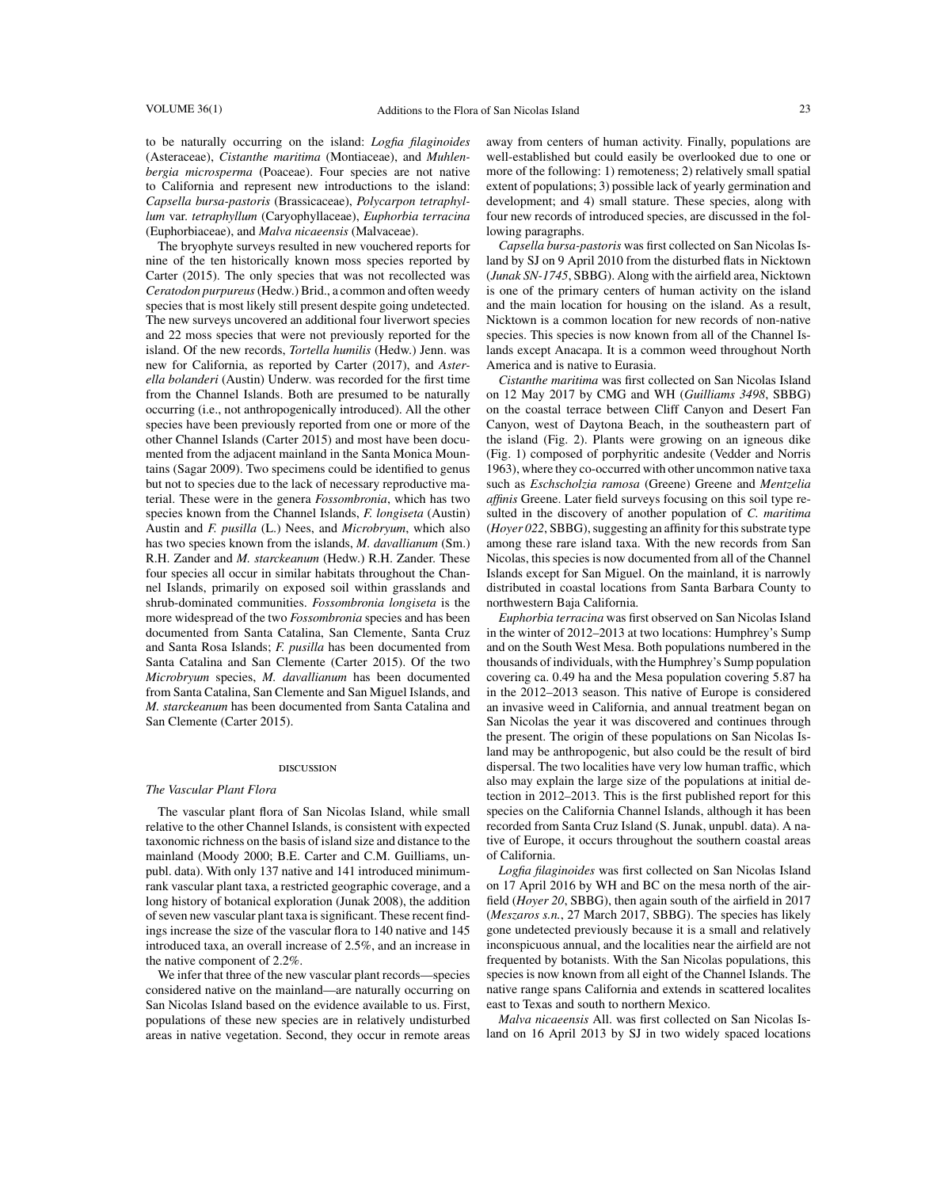to be naturally occurring on the island: *Logfia filaginoides* (Asteraceae), *Cistanthe maritima* (Montiaceae), and *Muhlenbergia microsperma* (Poaceae). Four species are not native to California and represent new introductions to the island: *Capsella bursa-pastoris* (Brassicaceae), *Polycarpon tetraphyllum* var. *tetraphyllum* (Caryophyllaceae), *Euphorbia terracina* (Euphorbiaceae), and *Malva nicaeensis* (Malvaceae).

The bryophyte surveys resulted in new vouchered reports for nine of the ten historically known moss species reported by Carter (2015). The only species that was not recollected was *Ceratodon purpureus* (Hedw.) Brid., a common and often weedy species that is most likely still present despite going undetected. The new surveys uncovered an additional four liverwort species and 22 moss species that were not previously reported for the island. Of the new records, *Tortella humilis* (Hedw.) Jenn. was new for California, as reported by Carter (2017), and *Asterella bolanderi* (Austin) Underw. was recorded for the first time from the Channel Islands. Both are presumed to be naturally occurring (i.e., not anthropogenically introduced). All the other species have been previously reported from one or more of the other Channel Islands (Carter 2015) and most have been documented from the adjacent mainland in the Santa Monica Mountains (Sagar 2009). Two specimens could be identified to genus but not to species due to the lack of necessary reproductive material. These were in the genera *Fossombronia*, which has two species known from the Channel Islands, *F. longiseta* (Austin) Austin and *F. pusilla* (L.) Nees, and *Microbryum*, which also has two species known from the islands, *M. davallianum* (Sm.) R.H. Zander and *M. starckeanum* (Hedw.) R.H. Zander. These four species all occur in similar habitats throughout the Channel Islands, primarily on exposed soil within grasslands and shrub-dominated communities. *Fossombronia longiseta* is the more widespread of the two *Fossombronia* species and has been documented from Santa Catalina, San Clemente, Santa Cruz and Santa Rosa Islands; *F. pusilla* has been documented from Santa Catalina and San Clemente (Carter 2015). Of the two *Microbryum* species, *M. davallianum* has been documented from Santa Catalina, San Clemente and San Miguel Islands, and *M. starckeanum* has been documented from Santa Catalina and San Clemente (Carter 2015).

## DISCUSSION

### *The Vascular Plant Flora*

The vascular plant flora of San Nicolas Island, while small relative to the other Channel Islands, is consistent with expected taxonomic richness on the basis of island size and distance to the mainland (Moody 2000; B.E. Carter and C.M. Guilliams, unpubl. data). With only 137 native and 141 introduced minimum-rank vascular plant taxa, a restricted geographic coverage, and a long history of botanical exploration (Junak 2008), the addition of seven new vascular plant taxa is significant. These recent findings increase the size of the vascular flora to 140 native and 145 introduced taxa, an overall increase of 2.5%, and an increase in the native component of 2.2%.

We infer that three of the new vascular plant records—species considered native on the mainland—are naturally occurring on San Nicolas Island based on the evidence available to us. First, populations of these new species are in relatively undisturbed areas in native vegetation. Second, they occur in remote areas away from centers of human activity. Finally, populations are well-established but could easily be overlooked due to one or more of the following: 1) remoteness; 2) relatively small spatial extent of populations; 3) possible lack of yearly germination and development; and 4) small stature. These species, along with four new records of introduced species, are discussed in the following paragraphs.

*Capsella bursa-pastoris* was first collected on San Nicolas Island by SJ on 9 April 2010 from the disturbed flats in Nicktown (*Junak SN-1745*, SBBG). Along with the airfield area, Nicktown is one of the primary centers of human activity on the island and the main location for housing on the island. As a result, Nicktown is a common location for new records of non-native species. This species is now known from all of the Channel Islands except Anacapa. It is a common weed throughout North America and is native to Eurasia.

*Cistanthe maritima* was first collected on San Nicolas Island on 12 May 2017 by CMG and WH (*Guilliams 3498*, SBBG) on the coastal terrace between Cliff Canyon and Desert Fan Canyon, west of Daytona Beach, in the southeastern part of the island (Fig. 2). Plants were growing on an igneous dike (Fig. 1) composed of porphyritic andesite (Vedder and Norris 1963), where they co-occurred with other uncommon native taxa such as *Eschscholzia ramosa* (Greene) Greene and *Mentzelia affinis* Greene. Later field surveys focusing on this soil type resulted in the discovery of another population of *C. maritima* (*Hoyer 022*, SBBG), suggesting an affinity for this substrate type among these rare island taxa. With the new records from San Nicolas, this species is now documented from all of the Channel Islands except for San Miguel. On the mainland, it is narrowly distributed in coastal locations from Santa Barbara County to northwestern Baja California.

*Euphorbia terracina* was first observed on San Nicolas Island in the winter of 2012–2013 at two locations: Humphrey's Sump and on the South West Mesa. Both populations numbered in the thousands of individuals, with the Humphrey's Sump population covering ca. 0.49 ha and the Mesa population covering 5.87 ha in the 2012–2013 season. This native of Europe is considered an invasive weed in California, and annual treatment began on San Nicolas the year it was discovered and continues through the present. The origin of these populations on San Nicolas Island may be anthropogenic, but also could be the result of bird dispersal. The two localities have very low human traffic, which also may explain the large size of the populations at initial detection in 2012–2013. This is the first published report for this species on the California Channel Islands, although it has been recorded from Santa Cruz Island (S. Junak, unpubl. data). A native of Europe, it occurs throughout the southern coastal areas of California.

*Logfia filaginoides* was first collected on San Nicolas Island on 17 April 2016 by WH and BC on the mesa north of the airfield (*Hoyer 20*, SBBG), then again south of the airfield in 2017 (*Meszaros s.n.*, 27 March 2017, SBBG). The species has likely gone undetected previously because it is a small and relatively inconspicuous annual, and the localities near the airfield are not frequented by botanists. With the San Nicolas populations, this species is now known from all eight of the Channel Islands. The native range spans California and extends in scattered localites east to Texas and south to northern Mexico.

*Malva nicaeensis* All. was first collected on San Nicolas Island on 16 April 2013 by SJ in two widely spaced locations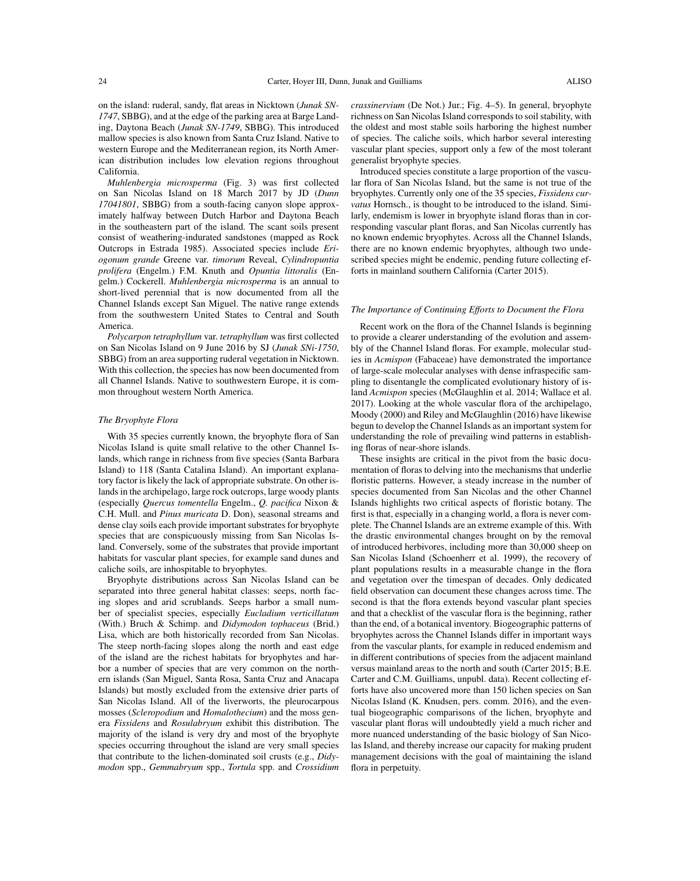on the island: ruderal, sandy, flat areas in Nicktown (*Junak SN-1747*, SBBG), and at the edge of the parking area at Barge Landing, Daytona Beach (*Junak SN-1749*, SBBG). This introduced mallow species is also known from Santa Cruz Island. Native to western Europe and the Mediterranean region, its North American distribution includes low elevation regions throughout California.

*Muhlenbergia microsperma* (Fig. 3) was first collected on San Nicolas Island on 18 March 2017 by JD (*Dunn 17041801*, SBBG) from a south-facing canyon slope approximately halfway between Dutch Harbor and Daytona Beach in the southeastern part of the island. The scant soils present consist of weathering-indurated sandstones (mapped as Rock Outcrops in Estrada 1985). Associated species include *Eriogonum grande* Greene var. *timorum* Reveal, *Cylindropuntia prolifera* (Engelm.) F.M. Knuth and *Opuntia littoralis* (Engelm.) Cockerell. *Muhlenbergia microsperma* is an annual to short-lived perennial that is now documented from all the Channel Islands except San Miguel. The native range extends from the southwestern United States to Central and South America.

*Polycarpon tetraphyllum* var. *tetraphyllum* was first collected on San Nicolas Island on 9 June 2016 by SJ (*Junak SNi-1750*, SBBG) from an area supporting ruderal vegetation in Nicktown. With this collection, the species has now been documented from all Channel Islands. Native to southwestern Europe, it is common throughout western North America.

### *The Bryophyte Flora*

With 35 species currently known, the bryophyte flora of San Nicolas Island is quite small relative to the other Channel Islands, which range in richness from five species (Santa Barbara Island) to 118 (Santa Catalina Island). An important explanatory factor is likely the lack of appropriate substrate. On other islands in the archipelago, large rock outcrops, large woody plants (especially *Quercus tomentella* Engelm., *Q. pacifica* Nixon & C.H. Mull. and *Pinus muricata* D. Don), seasonal streams and dense clay soils each provide important substrates for bryophyte species that are conspicuously missing from San Nicolas Island. Conversely, some of the substrates that provide important habitats for vascular plant species, for example sand dunes and caliche soils, are inhospitable to bryophytes.

Bryophyte distributions across San Nicolas Island can be separated into three general habitat classes: seeps, north facing slopes and arid scrublands. Seeps harbor a small number of specialist species, especially *Eucladium verticillatum* (With.) Bruch & Schimp. and *Didymodon tophaceus* (Brid.) Lisa, which are both historically recorded from San Nicolas. The steep north-facing slopes along the north and east edge of the island are the richest habitats for bryophytes and harbor a number of species that are very common on the northern islands (San Miguel, Santa Rosa, Santa Cruz and Anacapa Islands) but mostly excluded from the extensive drier parts of San Nicolas Island. All of the liverworts, the pleurocarpous mosses (*Scleropodium* and *Homalothecium*) and the moss genera *Fissidens* and *Rosulabryum* exhibit this distribution. The majority of the island is very dry and most of the bryophyte species occurring throughout the island are very small species that contribute to the lichen-dominated soil crusts (e.g., *Didymodon* spp., *Gemmabryum* spp., *Tortula* spp. and *Crossidium crassinervium* (De Not.) Jur.; Fig. 4–5). In general, bryophyte richness on San Nicolas Island corresponds to soil stability, with the oldest and most stable soils harboring the highest number of species. The caliche soils, which harbor several interesting vascular plant species, support only a few of the most tolerant generalist bryophyte species.

Introduced species constitute a large proportion of the vascular flora of San Nicolas Island, but the same is not true of the bryophytes. Currently only one of the 35 species, *Fissidens curvatus* Hornsch., is thought to be introduced to the island. Similarly, endemism is lower in bryophyte island floras than in corresponding vascular plant floras, and San Nicolas currently has no known endemic bryophytes. Across all the Channel Islands, there are no known endemic bryophytes, although two undescribed species might be endemic, pending future collecting efforts in mainland southern California (Carter 2015).

### *The Importance of Continuing Efforts to Document the Flora*

Recent work on the flora of the Channel Islands is beginning to provide a clearer understanding of the evolution and assembly of the Channel Island floras. For example, molecular studies in *Acmispon* (Fabaceae) have demonstrated the importance of large-scale molecular analyses with dense infraspecific sampling to disentangle the complicated evolutionary history of island *Acmispon* species (McGlaughlin et al. 2014; Wallace et al. 2017). Looking at the whole vascular flora of the archipelago, Moody (2000) and Riley and McGlaughlin (2016) have likewise begun to develop the Channel Islands as an important system for understanding the role of prevailing wind patterns in establishing floras of near-shore islands.

These insights are critical in the pivot from the basic documentation of floras to delving into the mechanisms that underlie floristic patterns. However, a steady increase in the number of species documented from San Nicolas and the other Channel Islands highlights two critical aspects of floristic botany. The first is that, especially in a changing world, a flora is never complete. The Channel Islands are an extreme example of this. With the drastic environmental changes brought on by the removal of introduced herbivores, including more than 30,000 sheep on San Nicolas Island (Schoenherr et al. 1999), the recovery of plant populations results in a measurable change in the flora and vegetation over the timespan of decades. Only dedicated field observation can document these changes across time. The second is that the flora extends beyond vascular plant species and that a checklist of the vascular flora is the beginning, rather than the end, of a botanical inventory. Biogeographic patterns of bryophytes across the Channel Islands differ in important ways from the vascular plants, for example in reduced endemism and in different contributions of species from the adjacent mainland versus mainland areas to the north and south (Carter 2015; B.E. Carter and C.M. Guilliams, unpubl. data). Recent collecting efforts have also uncovered more than 150 lichen species on San Nicolas Island (K. Knudsen, pers. comm. 2016), and the eventual biogeographic comparisons of the lichen, bryophyte and vascular plant floras will undoubtedly yield a much richer and more nuanced understanding of the basic biology of San Nicolas Island, and thereby increase our capacity for making prudent management decisions with the goal of maintaining the island flora in perpetuity.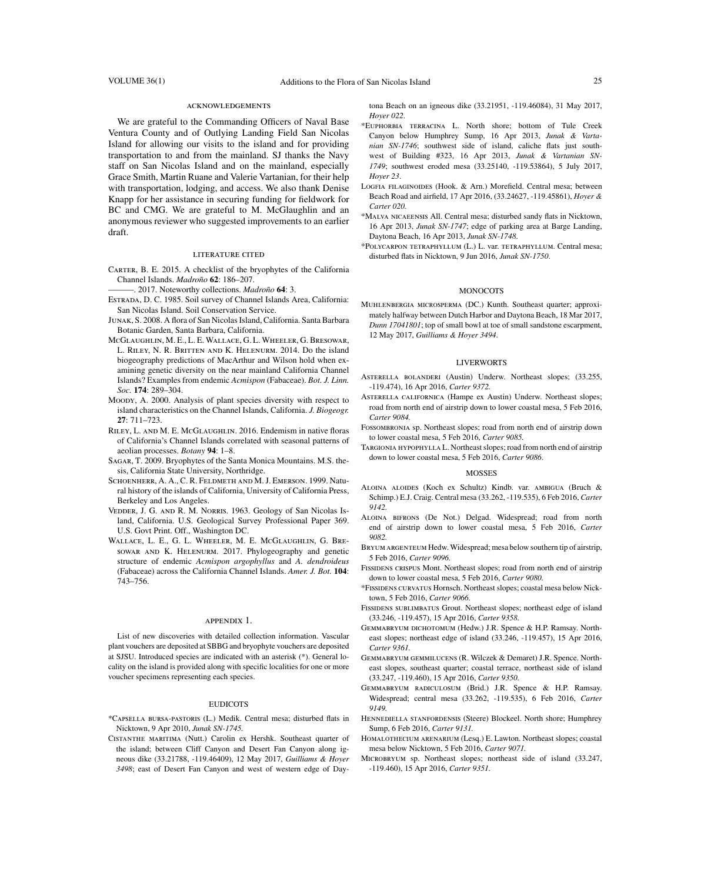## ACKNOWLEDGEMENTS

We are grateful to the Commanding Officers of Naval Base Ventura County and of Outlying Landing Field San Nicolas Island for allowing our visits to the island and for providing transportation to and from the mainland. SJ thanks the Navy staff on San Nicolas Island and on the mainland, especially Grace Smith, Martin Ruane and Valerie Vartanian, for their help with transportation, lodging, and access. We also thank Denise Knapp for her assistance in securing funding for fieldwork for BC and CMG. We are grateful to M. McGlaughlin and an anonymous reviewer who suggested improvements to an earlier draft.

## LITERATURE CITED

Carter, B. E. 2015. A checklist of the bryophytes of the California Channel Islands. *Madroño* **62**: 186–207.

———. 2017. Noteworthy collections. *Madroño* **64**: 3.

Estrada, D. C. 1985. Soil survey of Channel Islands Area, California: San Nicolas Island. Soil Conservation Service.

Junak, S. 2008. A flora of San Nicolas Island, California. Santa Barbara Botanic Garden, Santa Barbara, California.

McGlaughlin, M. E., L. E. Wallace, G. L. Wheeler, G. Bresowar, L. Riley, N. R. Britten and K. Helenurm. 2014. Do the island biogeography predictions of MacArthur and Wilson hold when examining genetic diversity on the near mainland California Channel Islands? Examples from endemic *Acmispon* (Fabaceae). *Bot. J. Linn. Soc.* **174**: 289–304.

Moody, A. 2000. Analysis of plant species diversity with respect to island characteristics on the Channel Islands, California. *J. Biogeogr.* **27**: 711–723.

Riley, L. and M. E. McGlaughlin. 2016. Endemism in native floras of California's Channel Islands correlated with seasonal patterns of aeolian processes. *Botany* **94**: 1–8.

Sagar, T. 2009. Bryophytes of the Santa Monica Mountains. M.S. thesis, California State University, Northridge.

Schoenherr, A. A., C. R. Feldmeth and M. J. Emerson. 1999. Natural history of the islands of California, University of California Press, Berkeley and Los Angeles.

Vedder, J. G. and R. M. Norris. 1963. Geology of San Nicolas Island, California. U.S. Geological Survey Professional Paper 369. U.S. Govt Print. Off., Washington DC.

Wallace, L. E., G. L. Wheeler, M. E. McGlaughlin, G. Bresowar and K. Helenurm. 2017. Phylogeography and genetic structure of endemic *Acmispon argophyllus* and *A. dendroideus* (Fabaceae) across the California Channel Islands. *Amer. J. Bot.* **104**: 743–756.

## APPENDIX 1.

List of new discoveries with detailed collection information. Vascular plant vouchers are deposited at SBBG and bryophyte vouchers are deposited at SJSU. Introduced species are indicated with an asterisk (*). General locality on the island is provided along with specific localities for one or more voucher specimens representing each species.

### EUDICOTS

*Capsella bursa-pastoris (L.) Medik. Central mesa; disturbed flats in Nicktown, 9 Apr 2010, *Junak SN-1745.*

Cistanthe maritima (Nutt.) Carolin ex Hershk. Southeast quarter of the island; between Cliff Canyon and Desert Fan Canyon along igneous dike (33.21788, -119.46409), 12 May 2017, *Guilliams & Hoyer 3498*; east of Desert Fan Canyon and west of western edge of Daytona Beach on an igneous dike (33.21951, -119.46084), 31 May 2017, *Hoyer 022*.

*Euphorbia terracina L. North shore; bottom of Tule Creek Canyon below Humphrey Sump, 16 Apr 2013, *Junak & Vartanian SN-1746*; southwest side of island, caliche flats just southwest of Building #323, 16 Apr 2013, *Junak & Vartanian SN-1749*; southwest eroded mesa (33.25140, -119.53864), 5 July 2017, *Hoyer 23*.

Logfia filaginoides (Hook. & Arn.) Morefield. Central mesa; between Beach Road and airfield, 17 Apr 2016, (33.24627, -119.45861), *Hoyer & Carter 020.*

*Malva nicaeensis All. Central mesa; disturbed sandy flats in Nicktown, 16 Apr 2013, *Junak SN-1747*; edge of parking area at Barge Landing, Daytona Beach, 16 Apr 2013, *Junak SN-1748*.

*Polycarpon tetraphyllum (L.) L. var. tetraphyllum. Central mesa; disturbed flats in Nicktown, 9 Jun 2016, *Junak SN-1750*.

### MONOCOTS

Muhlenbergia microsperma (DC.) Kunth. Southeast quarter; approximately halfway between Dutch Harbor and Daytona Beach, 18 Mar 2017, *Dunn 17041801*; top of small bowl at toe of small sandstone escarpment, 12 May 2017, *Guilliams & Hoyer 3494*.

### LIVERWORTS

Asterella bolanderi (Austin) Underw. Northeast slopes; (33.255, -119.474), 16 Apr 2016, *Carter 9372.*

Asterella californica (Hampe ex Austin) Underw. Northeast slopes; road from north end of airstrip down to lower coastal mesa, 5 Feb 2016, *Carter 9084.*

Fossombronia sp. Northeast slopes; road from north end of airstrip down to lower coastal mesa, 5 Feb 2016, *Carter 9085.*

Targionia hypophylla L. Northeast slopes; road from north end of airstrip down to lower coastal mesa, 5 Feb 2016, *Carter 9086*.

### MOSSES

Aloina aloides (Koch ex Schultz) Kindb. var. ambigua (Bruch & Schimp.) E.J. Craig. Central mesa (33.262, -119.535), 6 Feb 2016, *Carter 9142.*

Aloina bifrons (De Not.) Delgad. Widespread; road from north end of airstrip down to lower coastal mesa, 5 Feb 2016, *Carter 9082.*

Bryum argenteum Hedw. Widespread; mesa below southern tip of airstrip, 5 Feb 2016, *Carter 9096.*

Fissidens crispus Mont. Northeast slopes; road from north end of airstrip down to lower coastal mesa, 5 Feb 2016, *Carter 9080.*

*Fissidens curvatus Hornsch. Northeast slopes; coastal mesa below Nicktown, 5 Feb 2016, *Carter 9066.*

Fissidens sublimbatus Grout. Northeast slopes; northeast edge of island (33.246, -119.457), 15 Apr 2016, *Carter 9358.*

Gemmabryum dichotomum (Hedw.) J.R. Spence & H.P. Ramsay. Northeast slopes; northeast edge of island (33.246, -119.457), 15 Apr 2016, *Carter 9361.*

Gemmabryum gemmilucens (R. Wilczek & Demaret) J.R. Spence. Northeast slopes, southeast quarter; coastal terrace, northeast side of island (33.247, -119.460), 15 Apr 2016, *Carter 9350.*

Gemmabryum radiculosum (Brid.) J.R. Spence & H.P. Ramsay. Widespread; central mesa (33.262, -119.535), 6 Feb 2016, *Carter 9149.*

Hennediella stanfordensis (Steere) Blockeel. North shore; Humphrey Sump, 6 Feb 2016, *Carter 9131.*

Homalothecium arenarium (Lesq.) E. Lawton. Northeast slopes; coastal mesa below Nicktown, 5 Feb 2016, *Carter 9071.*

Microbryum sp. Northeast slopes; northeast side of island (33.247, -119.460), 15 Apr 2016, *Carter 9351.*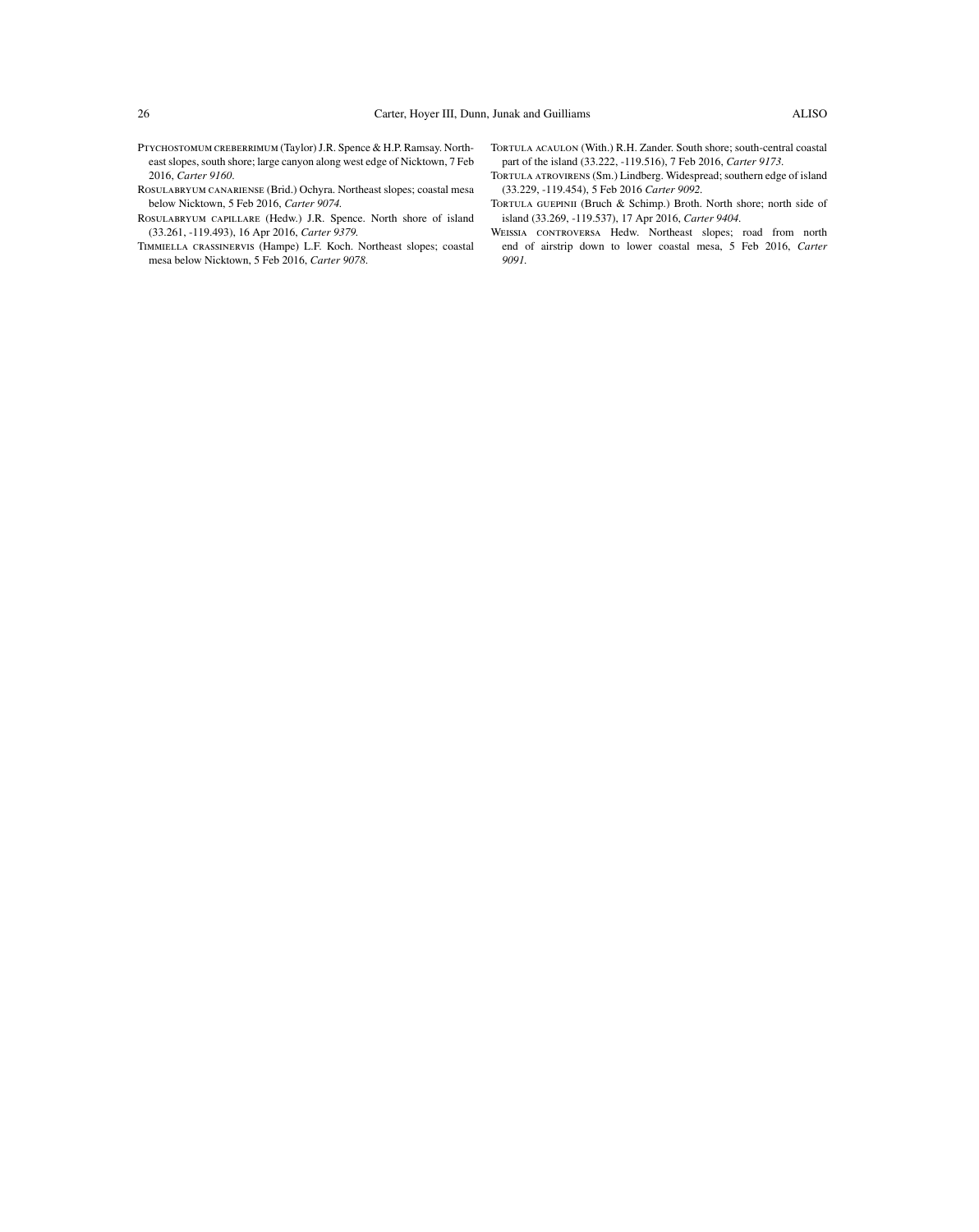Ptychostomum creberrimum (Taylor) J.R. Spence & H.P. Ramsay. Northeast slopes, south shore; large canyon along west edge of Nicktown, 7 Feb 2016, *Carter 9160*.

Rosulabryum canariense (Brid.) Ochyra. Northeast slopes; coastal mesa below Nicktown, 5 Feb 2016, *Carter 9074.*

Rosulabryum capillare (Hedw.) J.R. Spence. North shore of island (33.261, -119.493), 16 Apr 2016, *Carter 9379.*

Timmiella crassinervis (Hampe) L.F. Koch. Northeast slopes; coastal mesa below Nicktown, 5 Feb 2016, *Carter 9078.*

Tortula acaulon (With.) R.H. Zander. South shore; south-central coastal part of the island (33.222, -119.516), 7 Feb 2016, *Carter 9173.*

Tortula atrovirens (Sm.) Lindberg. Widespread; southern edge of island (33.229, -119.454), 5 Feb 2016 *Carter 9092.*

Tortula guepinii (Bruch & Schimp.) Broth. North shore; north side of island (33.269, -119.537), 17 Apr 2016, *Carter 9404.*

Weissia controversa Hedw. Northeast slopes; road from north end of airstrip down to lower coastal mesa, 5 Feb 2016, *Carter 9091.*